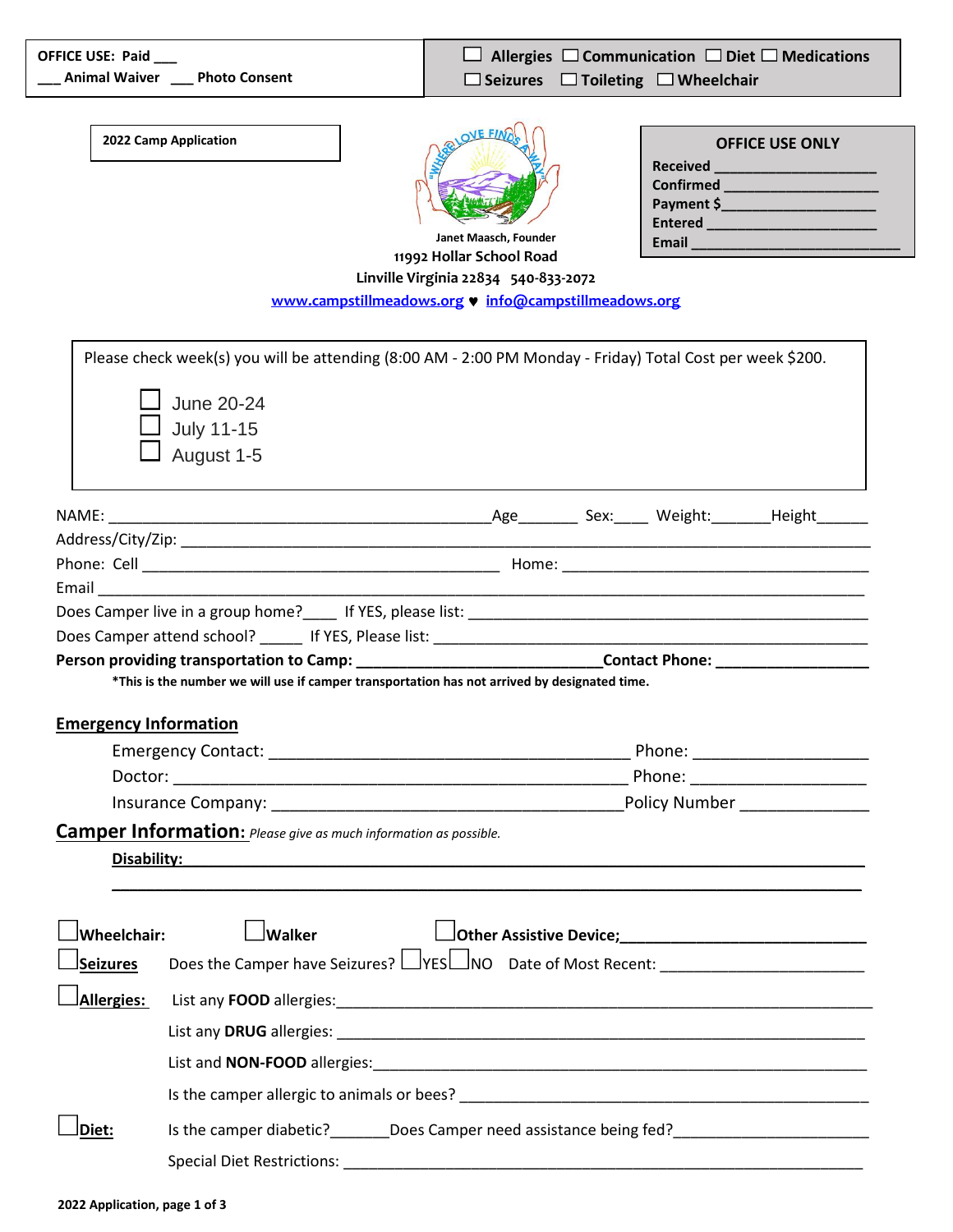OFFICE USE: Paid ___
___ Animal Waiver ___ Photo Consent

☐ Allergies ☐ Communication ☐ Diet ☐ Medications
☐ Seizures ☐ Toileting ☐ Wheelchair

**2022 Camp Application**

**OFFICE USE ONLY**
Received ____________________
Confirmed ____________________
Payment $____________________
Entered ____________________
Email __________________________

"Where Love Finds a Way"

Janet Maasch, Founder
**11992 Hollar School Road**
**Linville Virginia 22834 540-833-2072**
[www.campstillmeadows.org](http://www.campstillmeadows.org) ♥ [info@campstillmeadows.org](mailto:info@campstillmeadows.org)

Please check week(s) you will be attending (8:00 AM - 2:00 PM Monday - Friday) Total Cost per week $200.

- ☐ June 20-24
- ☐ July 11-15
- ☐ August 1-5

NAME: ______________________________________________Age_______ Sex:____ Weight:_______Height______
Address/City/Zip: ______________________________________________________________________________
Phone: Cell ___________________________________________ Home: _____________________________________
Email ________________________________________________________________________________________
Does Camper live in a group home?____ If YES, please list: ______________________________________________
Does Camper attend school? _____ If YES, Please list: ___________________________________________________
**Person providing transportation to Camp: ______________________________Contact Phone: __________________**
**\*This is the number we will use if camper transportation has not arrived by designated time.**

## Emergency Information

Emergency Contact: ____________________________________________ Phone: ____________________
Doctor: ________________________________________________________ Phone: ____________________
Insurance Company: ____________________________________________Policy Number ______________

## Camper Information: *Please give as much information as possible.*

**Disability: ____________________________________________________________________________________**
**____________________________________________________________________________________________**

☐ **Wheelchair:** ☐ **Walker** ☐ **Other Assistive Device;____________________________**

☐ **Seizures** Does the Camper have Seizures? ☐YES ☐NO Date of Most Recent: _________________________

☐ **Allergies:** List any **FOOD** allergies:_________________________________________________________________
List any **DRUG** allergies: _________________________________________________________________
List and **NON-FOOD** allergies:_____________________________________________________________
Is the camper allergic to animals or bees? ___________________________________________________

☐ **Diet:** Is the camper diabetic?_______Does Camper need assistance being fed?_______________________
Special Diet Restrictions: __________________________________________________________________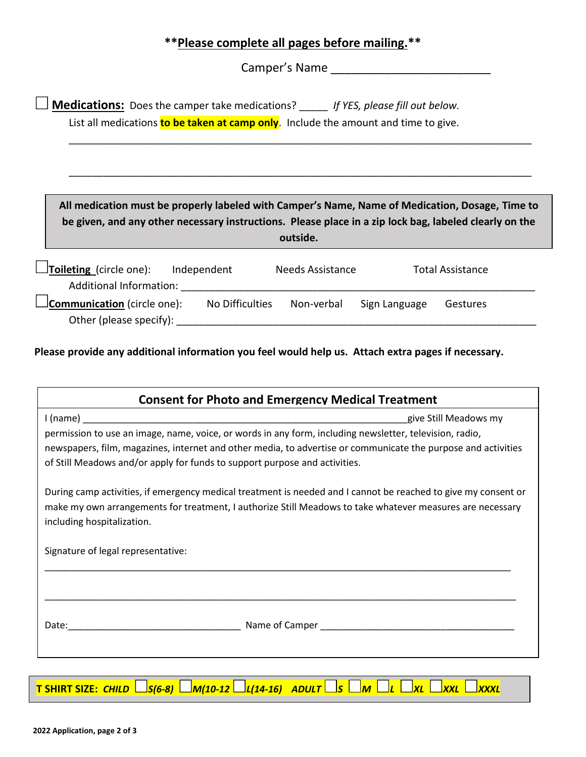**Please complete all pages before mailing.**

Camper's Name ________________________

☐ **Medications:** Does the camper take medications? _____ *If YES, please fill out below.*

List all medications **to be taken at camp only**. Include the amount and time to give.

_______________________________________________________________________________

_______________________________________________________________________________

**All medication must be properly labeled with Camper's Name, Name of Medication, Dosage, Time to be given, and any other necessary instructions. Please place in a zip lock bag, labeled clearly on the outside.**

☐ **Toileting** (circle one): Independent Needs Assistance Total Assistance

Additional Information: ______________________________________________________________

☐ **Communication** (circle one): No Difficulties Non-verbal Sign Language Gestures

Other (please specify): ______________________________________________________________

**Please provide any additional information you feel would help us. Attach extra pages if necessary.**

## Consent for Photo and Emergency Medical Treatment

I (name) ______________________________________________________________ give Still Meadows my permission to use an image, name, voice, or words in any form, including newsletter, television, radio, newspapers, film, magazines, internet and other media, to advertise or communicate the purpose and activities of Still Meadows and/or apply for funds to support purpose and activities.

During camp activities, if emergency medical treatment is needed and I cannot be reached to give my consent or make my own arrangements for treatment, I authorize Still Meadows to take whatever measures are necessary including hospitalization.

Signature of legal representative:

_______________________________________________________________________________

_______________________________________________________________________________

Date:_________________________________ Name of Camper _____________________________________

**T SHIRT SIZE:** ***CHILD*** ☐ ***S(6-8)*** ☐ ***M(10-12*** ☐ ***L(14-16)*** ***ADULT*** ☐ ***S*** ☐ ***M*** ☐ ***L*** ☐ ***XL*** ☐ ***XXL*** ☐ ***XXXL***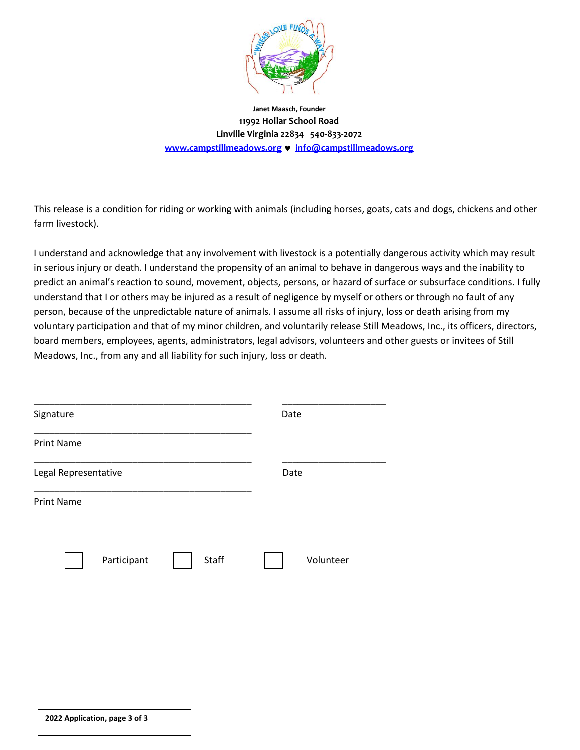Janet Maasch, Founder

**11992 Hollar School Road**

**Linville Virginia 22834 540-833-2072**

**www.campstillmeadows.org ♥ info@campstillmeadows.org**

This release is a condition for riding or working with animals (including horses, goats, cats and dogs, chickens and other farm livestock).

I understand and acknowledge that any involvement with livestock is a potentially dangerous activity which may result in serious injury or death. I understand the propensity of an animal to behave in dangerous ways and the inability to predict an animal's reaction to sound, movement, objects, persons, or hazard of surface or subsurface conditions. I fully understand that I or others may be injured as a result of negligence by myself or others or through no fault of any person, because of the unpredictable nature of animals. I assume all risks of injury, loss or death arising from my voluntary participation and that of my minor children, and voluntarily release Still Meadows, Inc., its officers, directors, board members, employees, agents, administrators, legal advisors, volunteers and other guests or invitees of Still Meadows, Inc., from any and all liability for such injury, loss or death.

\_\_\_\_\_\_\_\_\_\_\_\_\_\_\_\_\_\_\_\_\_\_\_\_\_\_\_\_\_\_\_\_\_\_\_\_\_\_\_\_ \_\_\_\_\_\_\_\_\_\_\_\_\_\_\_\_\_\_\_\_

Signature Date

\_\_\_\_\_\_\_\_\_\_\_\_\_\_\_\_\_\_\_\_\_\_\_\_\_\_\_\_\_\_\_\_\_\_\_\_\_\_\_\_

Print Name

\_\_\_\_\_\_\_\_\_\_\_\_\_\_\_\_\_\_\_\_\_\_\_\_\_\_\_\_\_\_\_\_\_\_\_\_\_\_\_\_ \_\_\_\_\_\_\_\_\_\_\_\_\_\_\_\_\_\_\_\_

Legal Representative Date

\_\_\_\_\_\_\_\_\_\_\_\_\_\_\_\_\_\_\_\_\_\_\_\_\_\_\_\_\_\_\_\_\_\_\_\_\_\_\_\_

Print Name

☐ Participant ☐ Staff ☐ Volunteer

**2022 Application, page 3 of 3**